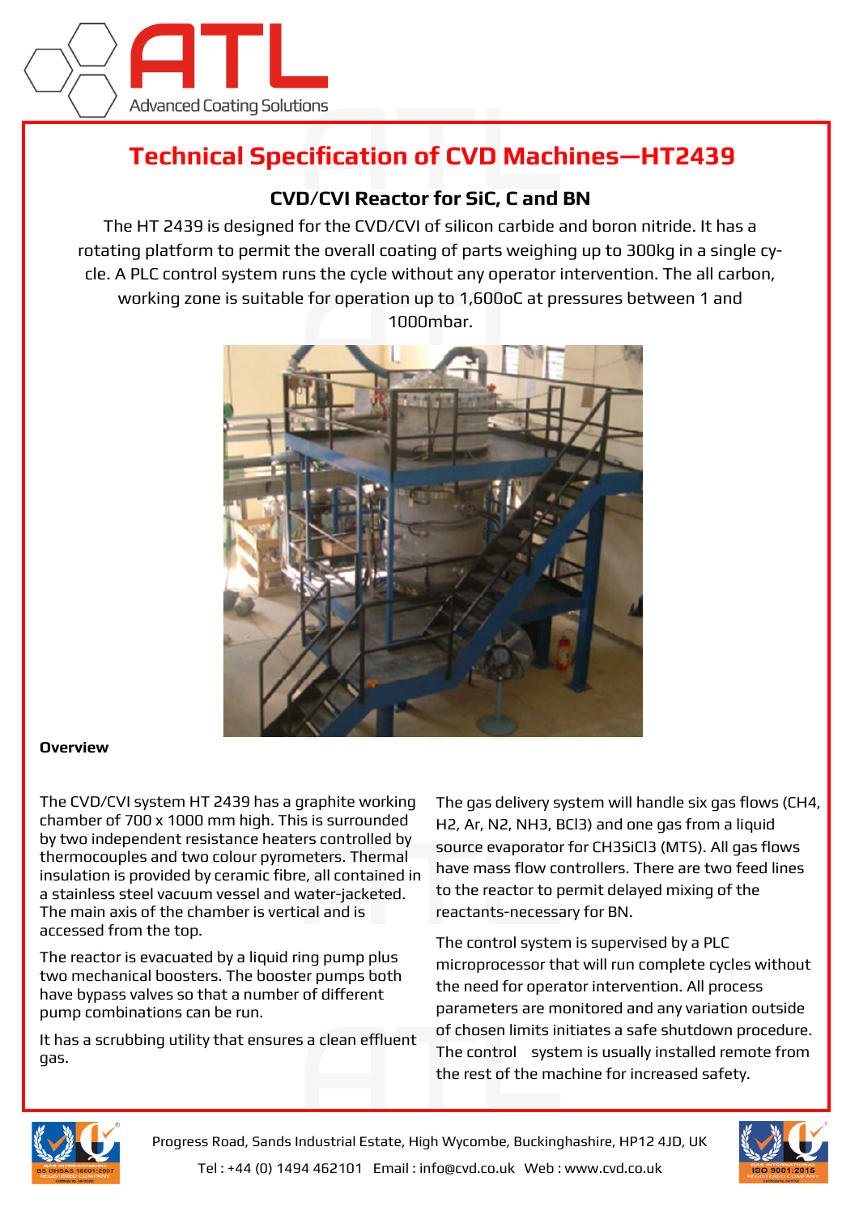# Technical Specification of CVD Machines—HT2439

## CVD/CVI Reactor for SiC, C and BN

The HT 2439 is designed for the CVD/CVI of silicon carbide and boron nitride. It has a rotating platform to permit the overall coating of parts weighing up to 300kg in a single cycle. A PLC control system runs the cycle without any operator intervention. The all carbon, working zone is suitable for operation up to 1,600oC at pressures between 1 and 1000mbar.

**Overview**

The CVD/CVI system HT 2439 has a graphite working chamber of 700 x 1000 mm high. This is surrounded by two independent resistance heaters controlled by thermocouples and two colour pyrometers. Thermal insulation is provided by ceramic fibre, all contained in a stainless steel vacuum vessel and water-jacketed. The main axis of the chamber is vertical and is accessed from the top.

The reactor is evacuated by a liquid ring pump plus two mechanical boosters. The booster pumps both have bypass valves so that a number of different pump combinations can be run.

It has a scrubbing utility that ensures a clean effluent gas.

The gas delivery system will handle six gas flows ($CH_4$, $H_2$, Ar, $N_2$, $NH_3$, $BCl_3$) and one gas from a liquid source evaporator for $CH_3SiCl_3$ (MTS). All gas flows have mass flow controllers. There are two feed lines to the reactor to permit delayed mixing of the reactants-necessary for BN.

The control system is supervised by a PLC microprocessor that will run complete cycles without the need for operator intervention. All process parameters are monitored and any variation outside of chosen limits initiates a safe shutdown procedure. The control system is usually installed remote from the rest of the machine for increased safety.

Progress Road, Sands Industrial Estate, High Wycombe, Buckinghashire, HP12 4JD, UK

Tel : +44 (0) 1494 462101 Email : info@cvd.co.uk Web : www.cvd.co.uk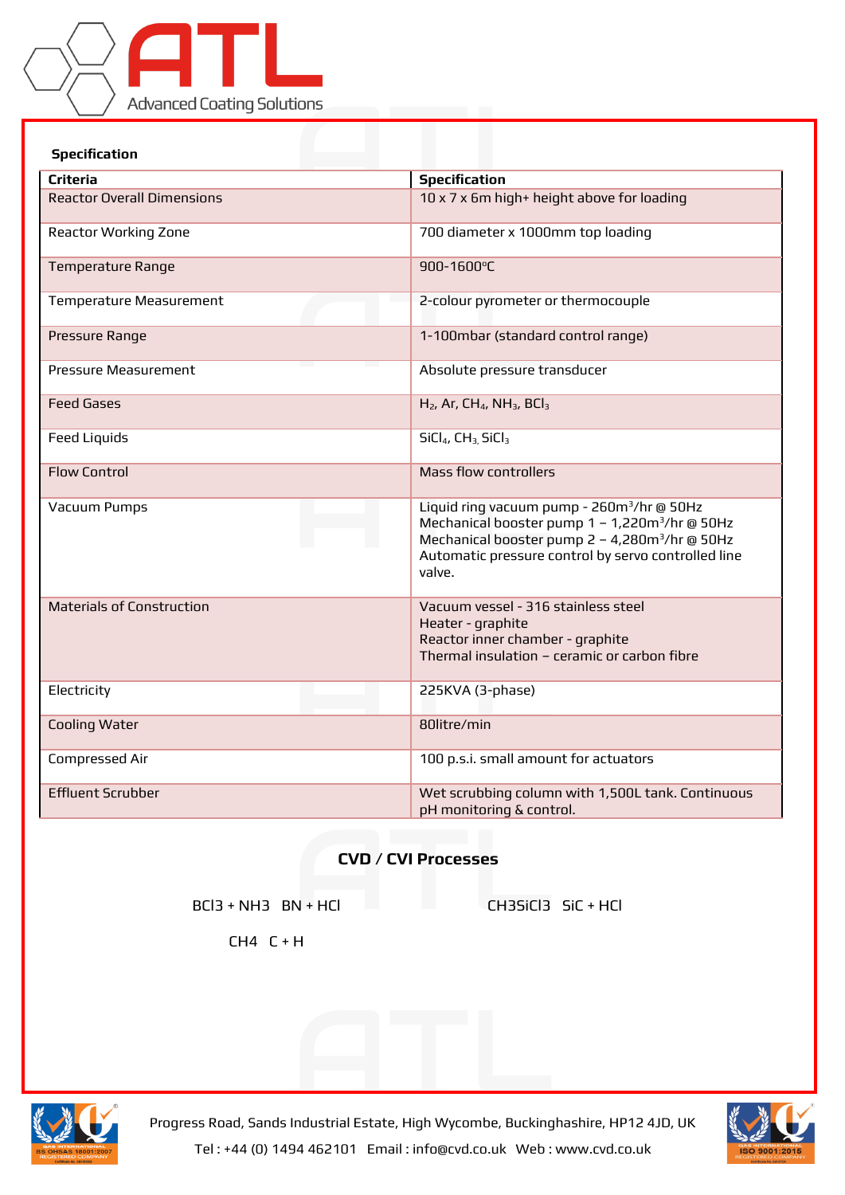**Specification**

| Criteria | Specification |
|---|---|
| Reactor Overall Dimensions | 10 x 7 x 6m high+ height above for loading |
| Reactor Working Zone | 700 diameter x 1000mm top loading |
| Temperature Range | 900-1600ºC |
| Temperature Measurement | 2-colour pyrometer or thermocouple |
| Pressure Range | 1-100mbar (standard control range) |
| Pressure Measurement | Absolute pressure transducer |
| Feed Gases | $H_2$, Ar, $CH_4$, $NH_3$, $BCl_3$ |
| Feed Liquids | $SiCl_4$, $CH_3$, $SiCl_3$ |
| Flow Control | Mass flow controllers |
| Vacuum Pumps | Liquid ring vacuum pump - 260m$^3$/hr @ 50Hz<br>Mechanical booster pump 1 – 1,220m$^3$/hr @ 50Hz<br>Mechanical booster pump 2 – 4,280m$^3$/hr @ 50Hz<br>Automatic pressure control by servo controlled line valve. |
| Materials of Construction | Vacuum vessel - 316 stainless steel<br>Heater - graphite<br>Reactor inner chamber - graphite<br>Thermal insulation – ceramic or carbon fibre |
| Electricity | 225KVA (3-phase) |
| Cooling Water | 80litre/min |
| Compressed Air | 100 p.s.i. small amount for actuators |
| Effluent Scrubber | Wet scrubbing column with 1,500L tank. Continuous pH monitoring & control. |

## CVD / CVI Processes

BCl3 + NH3 BN + HCl

CH3SiCl3 SiC + HCl

CH4 C + H